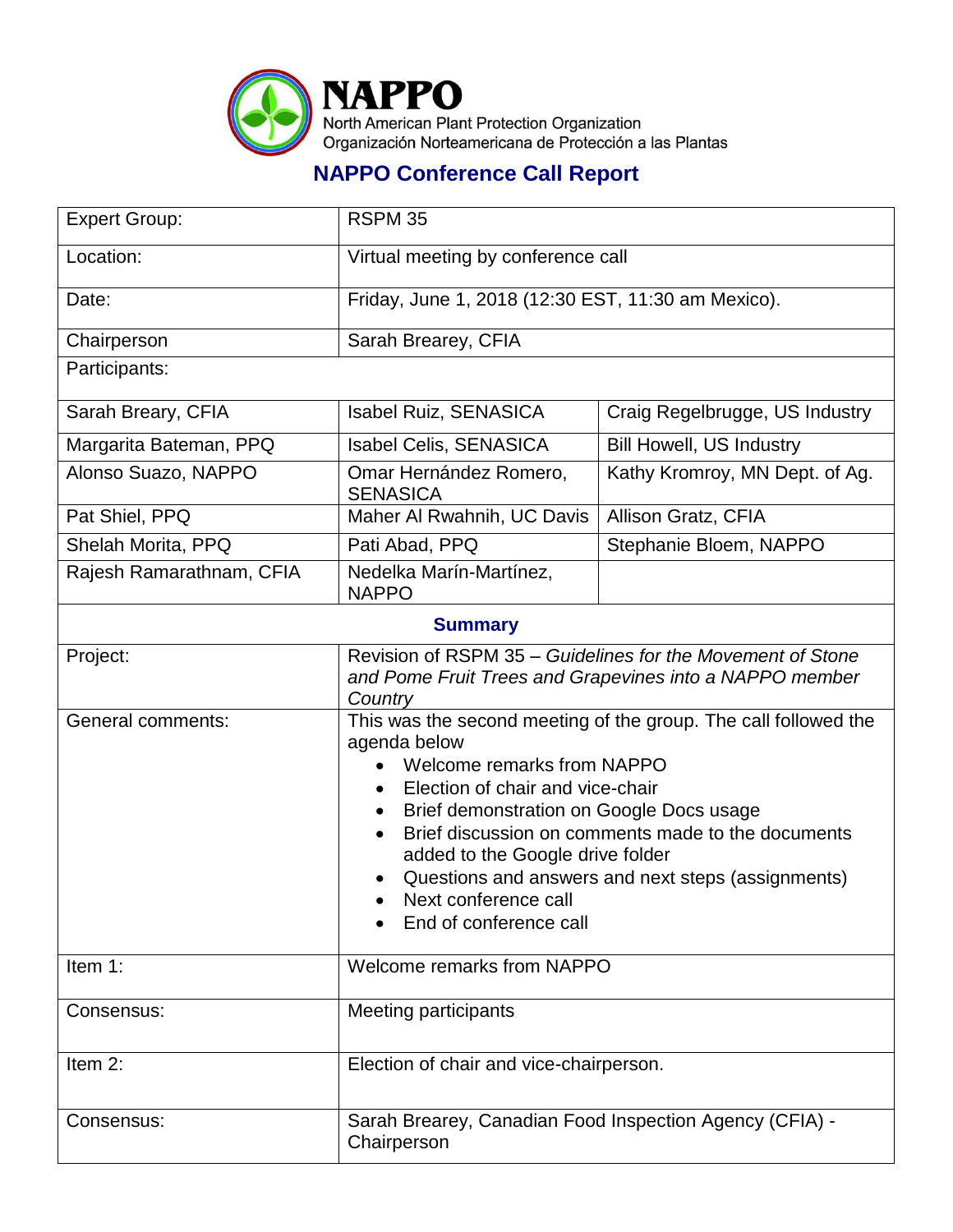# NAPPO

North American Plant Protection Organization
Organización Norteamericana de Protección a las Plantas

## NAPPO Conference Call Report

| Expert Group: | RSPM 35 | |
|---|---|---|
| Location: | Virtual meeting by conference call | |
| Date: | Friday, June 1, 2018 (12:30 EST, 11:30 am Mexico). | |
| Chairperson | Sarah Brearey, CFIA | |
| Participants: | | |
| Sarah Breary, CFIA | Isabel Ruiz, SENASICA | Craig Regelbrugge, US Industry |
| Margarita Bateman, PPQ | Isabel Celis, SENASICA | Bill Howell, US Industry |
| Alonso Suazo, NAPPO | Omar Hernández Romero, SENASICA | Kathy Kromroy, MN Dept. of Ag. |
| Pat Shiel, PPQ | Maher Al Rwahnih, UC Davis | Allison Gratz, CFIA |
| Shelah Morita, PPQ | Pati Abad, PPQ | Stephanie Bloem, NAPPO |
| Rajesh Ramarathnam, CFIA | Nedelka Marín-Martínez, NAPPO | |

### Summary

| | |
|---|---|
| Project: | Revision of RSPM 35 – *Guidelines for the Movement of Stone and Pome Fruit Trees and Grapevines into a NAPPO member Country* |
| General comments: | This was the second meeting of the group. The call followed the agenda below<br>• Welcome remarks from NAPPO<br>• Election of chair and vice-chair<br>• Brief demonstration on Google Docs usage<br>• Brief discussion on comments made to the documents added to the Google drive folder<br>• Questions and answers and next steps (assignments)<br>• Next conference call<br>• End of conference call |
| Item 1: | Welcome remarks from NAPPO |
| Consensus: | Meeting participants |
| Item 2: | Election of chair and vice-chairperson. |
| Consensus: | Sarah Brearey, Canadian Food Inspection Agency (CFIA) - Chairperson |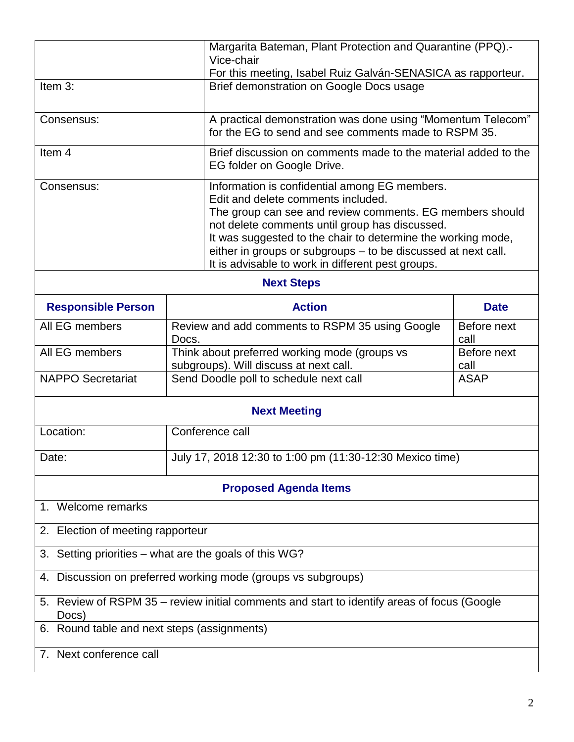| | |
|---|---|
| | Margarita Bateman, Plant Protection and Quarantine (PPQ).-Vice-chair<br>For this meeting, Isabel Ruiz Galván-SENASICA as rapporteur. |
| Item 3: | Brief demonstration on Google Docs usage |
| Consensus: | A practical demonstration was done using "Momentum Telecom" for the EG to send and see comments made to RSPM 35. |
| Item 4 | Brief discussion on comments made to the material added to the EG folder on Google Drive. |
| Consensus: | Information is confidential among EG members.<br>Edit and delete comments included.<br>The group can see and review comments. EG members should not delete comments until group has discussed.<br>It was suggested to the chair to determine the working mode, either in groups or subgroups – to be discussed at next call.<br>It is advisable to work in different pest groups. |

## Next Steps

| Responsible Person | Action | Date |
|---|---|---|
| All EG members | Review and add comments to RSPM 35 using Google Docs. | Before next call |
| All EG members | Think about preferred working mode (groups vs subgroups). Will discuss at next call. | Before next call |
| NAPPO Secretariat | Send Doodle poll to schedule next call | ASAP |

## Next Meeting

| | |
|---|---|
| Location: | Conference call |
| Date: | July 17, 2018 12:30 to 1:00 pm (11:30-12:30 Mexico time) |

## Proposed Agenda Items

1. Welcome remarks
2. Election of meeting rapporteur
3. Setting priorities – what are the goals of this WG?
4. Discussion on preferred working mode (groups vs subgroups)
5. Review of RSPM 35 – review initial comments and start to identify areas of focus (Google Docs)
6. Round table and next steps (assignments)
7. Next conference call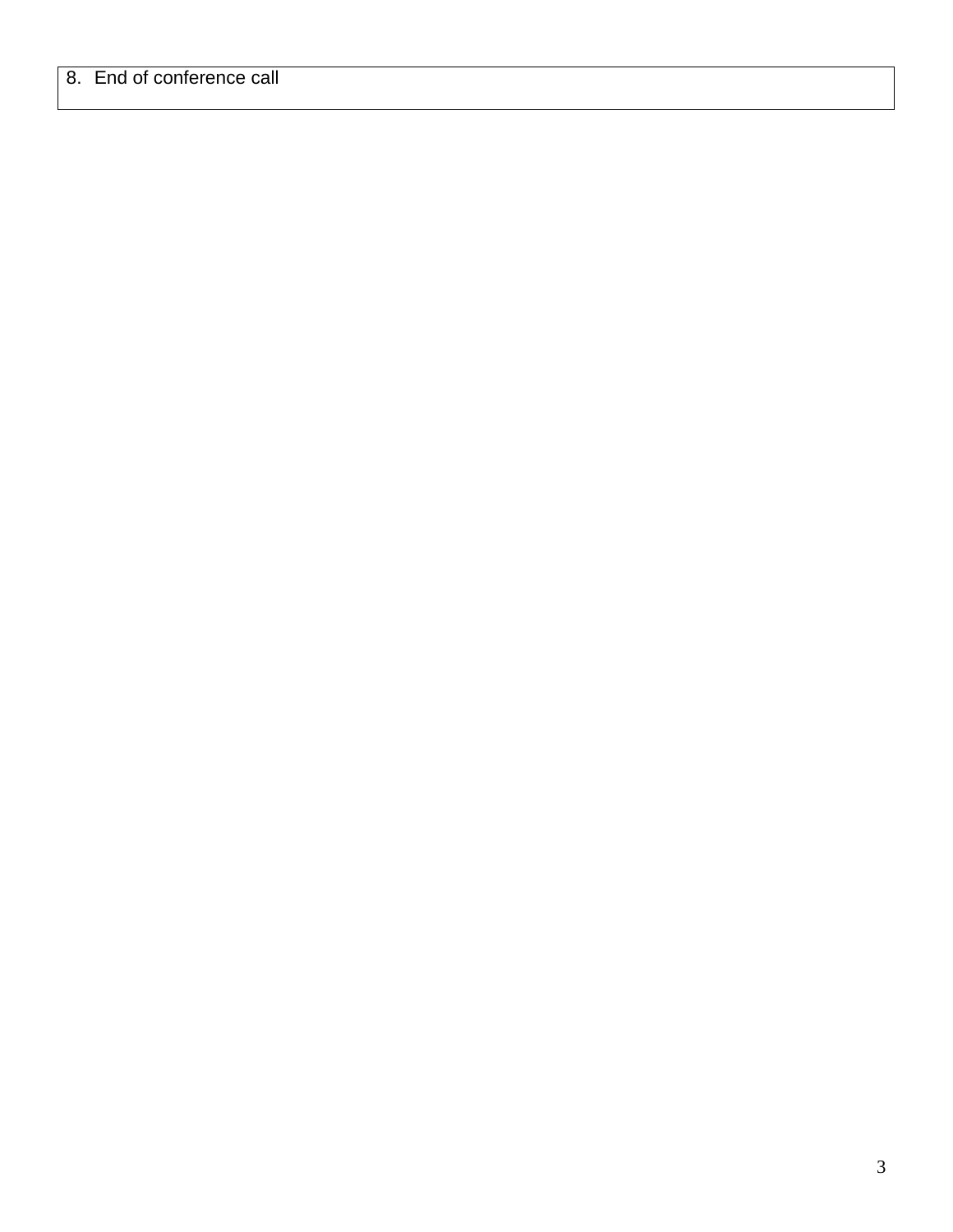| |
|---|
| 8. End of conference call |